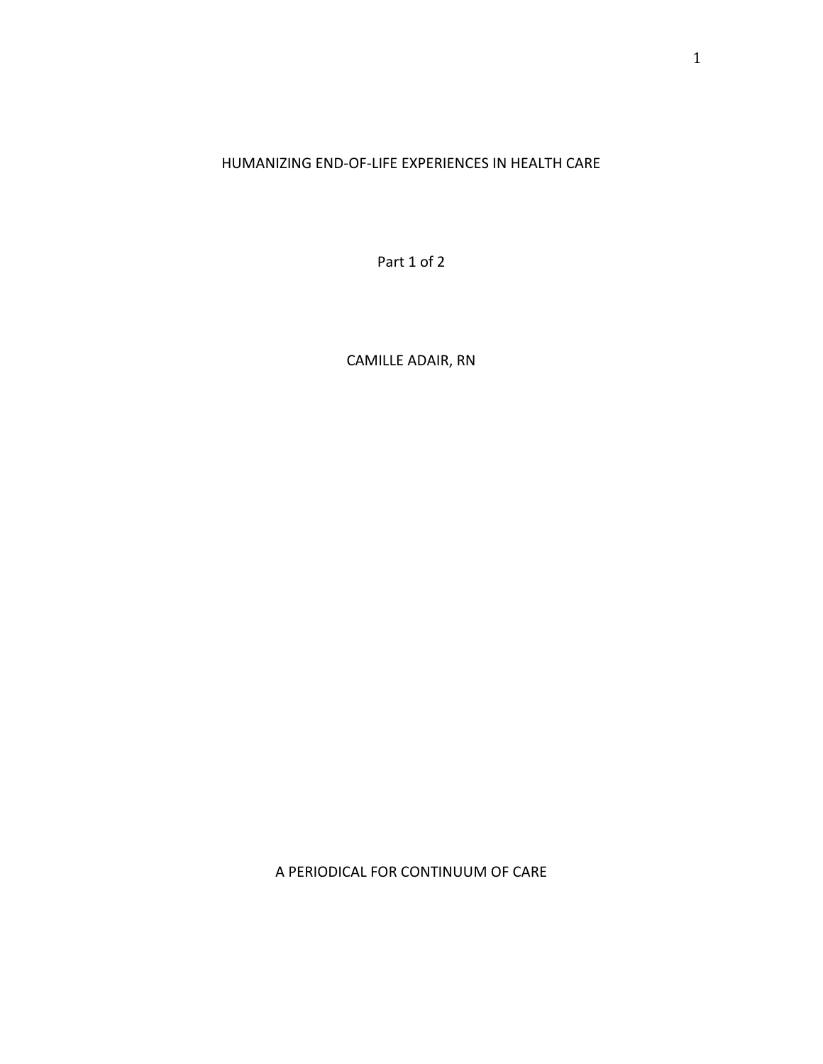# HUMANIZING END-OF-LIFE EXPERIENCES IN HEALTH CARE

Part 1 of 2

CAMILLE ADAIR, RN

A PERIODICAL FOR CONTINUUM OF CARE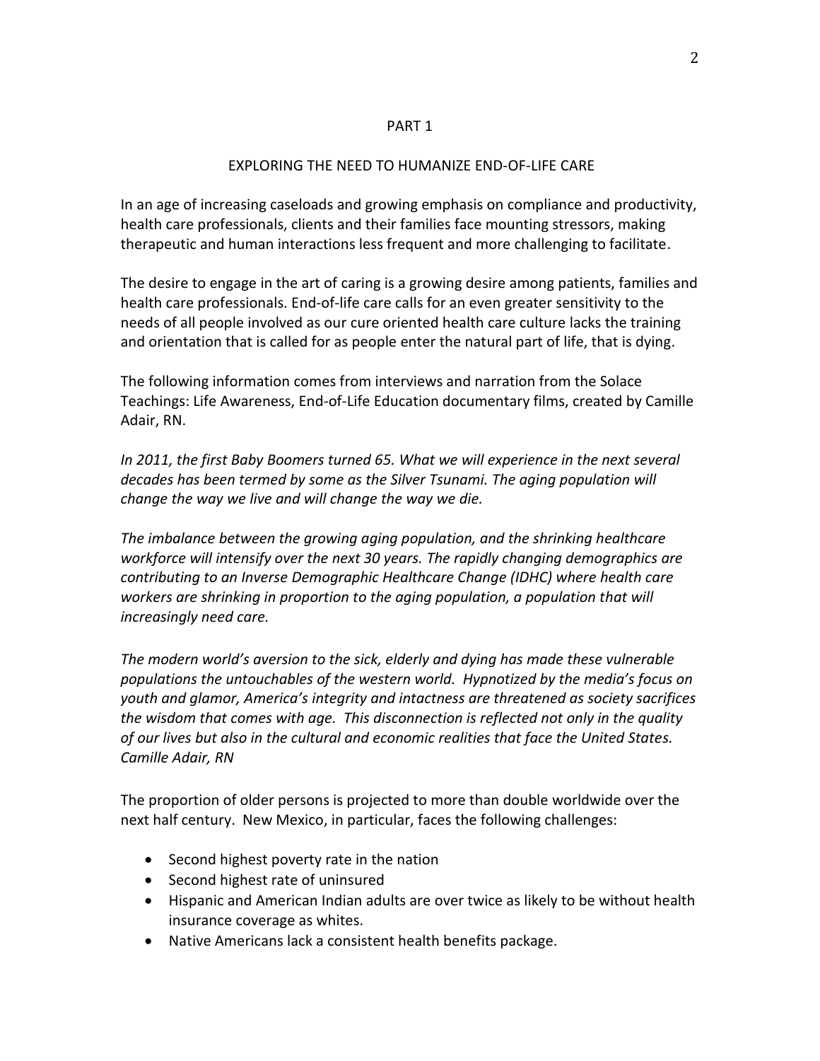## PART 1

## EXPLORING THE NEED TO HUMANIZE END-OF-LIFE CARE

In an age of increasing caseloads and growing emphasis on compliance and productivity, health care professionals, clients and their families face mounting stressors, making therapeutic and human interactions less frequent and more challenging to facilitate.

The desire to engage in the art of caring is a growing desire among patients, families and health care professionals. End-of-life care calls for an even greater sensitivity to the needs of all people involved as our cure oriented health care culture lacks the training and orientation that is called for as people enter the natural part of life, that is dying.

The following information comes from interviews and narration from the Solace Teachings: Life Awareness, End-of-Life Education documentary films, created by Camille Adair, RN.

*In 2011, the first Baby Boomers turned 65. What we will experience in the next several decades has been termed by some as the Silver Tsunami. The aging population will change the way we live and will change the way we die.*

*The imbalance between the growing aging population, and the shrinking healthcare workforce will intensify over the next 30 years. The rapidly changing demographics are contributing to an Inverse Demographic Healthcare Change (IDHC) where health care workers are shrinking in proportion to the aging population, a population that will increasingly need care.*

*The modern world's aversion to the sick, elderly and dying has made these vulnerable populations the untouchables of the western world. Hypnotized by the media's focus on youth and glamor, America's integrity and intactness are threatened as society sacrifices the wisdom that comes with age. This disconnection is reflected not only in the quality of our lives but also in the cultural and economic realities that face the United States. Camille Adair, RN*

The proportion of older persons is projected to more than double worldwide over the next half century. New Mexico, in particular, faces the following challenges:

- Second highest poverty rate in the nation
- Second highest rate of uninsured
- Hispanic and American Indian adults are over twice as likely to be without health insurance coverage as whites.
- Native Americans lack a consistent health benefits package.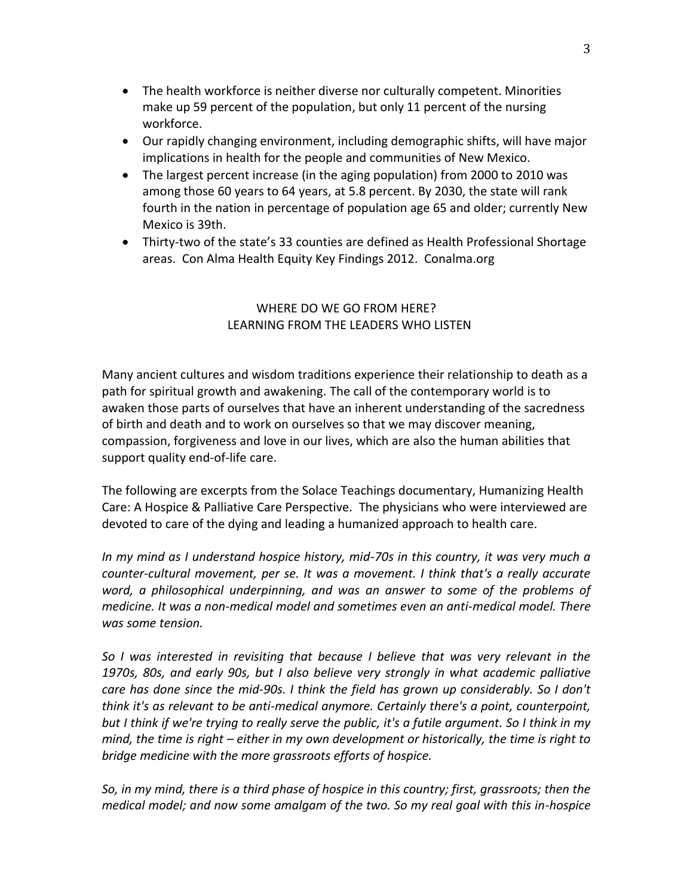- The health workforce is neither diverse nor culturally competent. Minorities make up 59 percent of the population, but only 11 percent of the nursing workforce.
- Our rapidly changing environment, including demographic shifts, will have major implications in health for the people and communities of New Mexico.
- The largest percent increase (in the aging population) from 2000 to 2010 was among those 60 years to 64 years, at 5.8 percent. By 2030, the state will rank fourth in the nation in percentage of population age 65 and older; currently New Mexico is 39th.
- Thirty-two of the state's 33 counties are defined as Health Professional Shortage areas. Con Alma Health Equity Key Findings 2012. Conalma.org

## WHERE DO WE GO FROM HERE?
## LEARNING FROM THE LEADERS WHO LISTEN

Many ancient cultures and wisdom traditions experience their relationship to death as a path for spiritual growth and awakening. The call of the contemporary world is to awaken those parts of ourselves that have an inherent understanding of the sacredness of birth and death and to work on ourselves so that we may discover meaning, compassion, forgiveness and love in our lives, which are also the human abilities that support quality end-of-life care.

The following are excerpts from the Solace Teachings documentary, Humanizing Health Care: A Hospice & Palliative Care Perspective. The physicians who were interviewed are devoted to care of the dying and leading a humanized approach to health care.

*In my mind as I understand hospice history, mid-70s in this country, it was very much a counter-cultural movement, per se. It was a movement. I think that's a really accurate word, a philosophical underpinning, and was an answer to some of the problems of medicine. It was a non-medical model and sometimes even an anti-medical model. There was some tension.*

*So I was interested in revisiting that because I believe that was very relevant in the 1970s, 80s, and early 90s, but I also believe very strongly in what academic palliative care has done since the mid-90s. I think the field has grown up considerably. So I don't think it's as relevant to be anti-medical anymore. Certainly there's a point, counterpoint, but I think if we're trying to really serve the public, it's a futile argument. So I think in my mind, the time is right – either in my own development or historically, the time is right to bridge medicine with the more grassroots efforts of hospice.*

*So, in my mind, there is a third phase of hospice in this country; first, grassroots; then the medical model; and now some amalgam of the two. So my real goal with this in-hospice*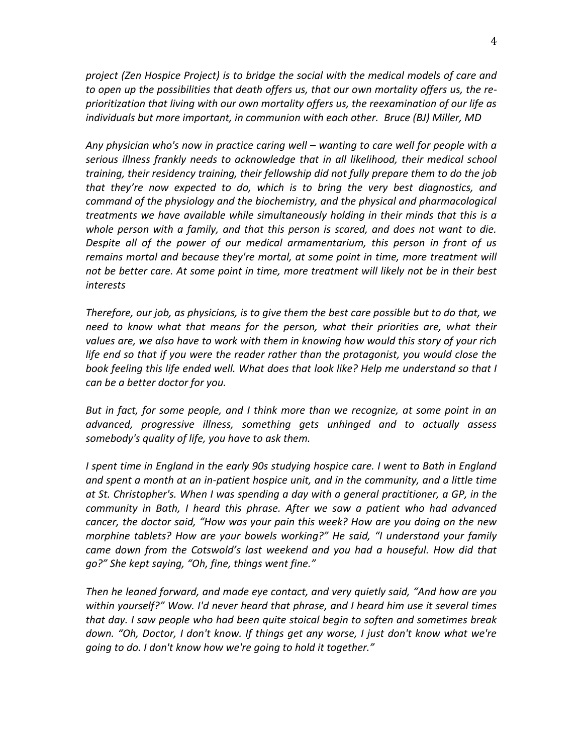*project (Zen Hospice Project) is to bridge the social with the medical models of care and to open up the possibilities that death offers us, that our own mortality offers us, the re-prioritization that living with our own mortality offers us, the reexamination of our life as individuals but more important, in communion with each other. Bruce (BJ) Miller, MD*

*Any physician who's now in practice caring well – wanting to care well for people with a serious illness frankly needs to acknowledge that in all likelihood, their medical school training, their residency training, their fellowship did not fully prepare them to do the job that they're now expected to do, which is to bring the very best diagnostics, and command of the physiology and the biochemistry, and the physical and pharmacological treatments we have available while simultaneously holding in their minds that this is a whole person with a family, and that this person is scared, and does not want to die. Despite all of the power of our medical armamentarium, this person in front of us remains mortal and because they're mortal, at some point in time, more treatment will not be better care. At some point in time, more treatment will likely not be in their best interests*

*Therefore, our job, as physicians, is to give them the best care possible but to do that, we need to know what that means for the person, what their priorities are, what their values are, we also have to work with them in knowing how would this story of your rich life end so that if you were the reader rather than the protagonist, you would close the book feeling this life ended well. What does that look like? Help me understand so that I can be a better doctor for you.*

*But in fact, for some people, and I think more than we recognize, at some point in an advanced, progressive illness, something gets unhinged and to actually assess somebody's quality of life, you have to ask them.*

*I spent time in England in the early 90s studying hospice care. I went to Bath in England and spent a month at an in-patient hospice unit, and in the community, and a little time at St. Christopher's. When I was spending a day with a general practitioner, a GP, in the community in Bath, I heard this phrase. After we saw a patient who had advanced cancer, the doctor said, "How was your pain this week? How are you doing on the new morphine tablets? How are your bowels working?" He said, "I understand your family came down from the Cotswold's last weekend and you had a houseful. How did that go?" She kept saying, "Oh, fine, things went fine."*

*Then he leaned forward, and made eye contact, and very quietly said, "And how are you within yourself?" Wow. I'd never heard that phrase, and I heard him use it several times that day. I saw people who had been quite stoical begin to soften and sometimes break down. "Oh, Doctor, I don't know. If things get any worse, I just don't know what we're going to do. I don't know how we're going to hold it together."*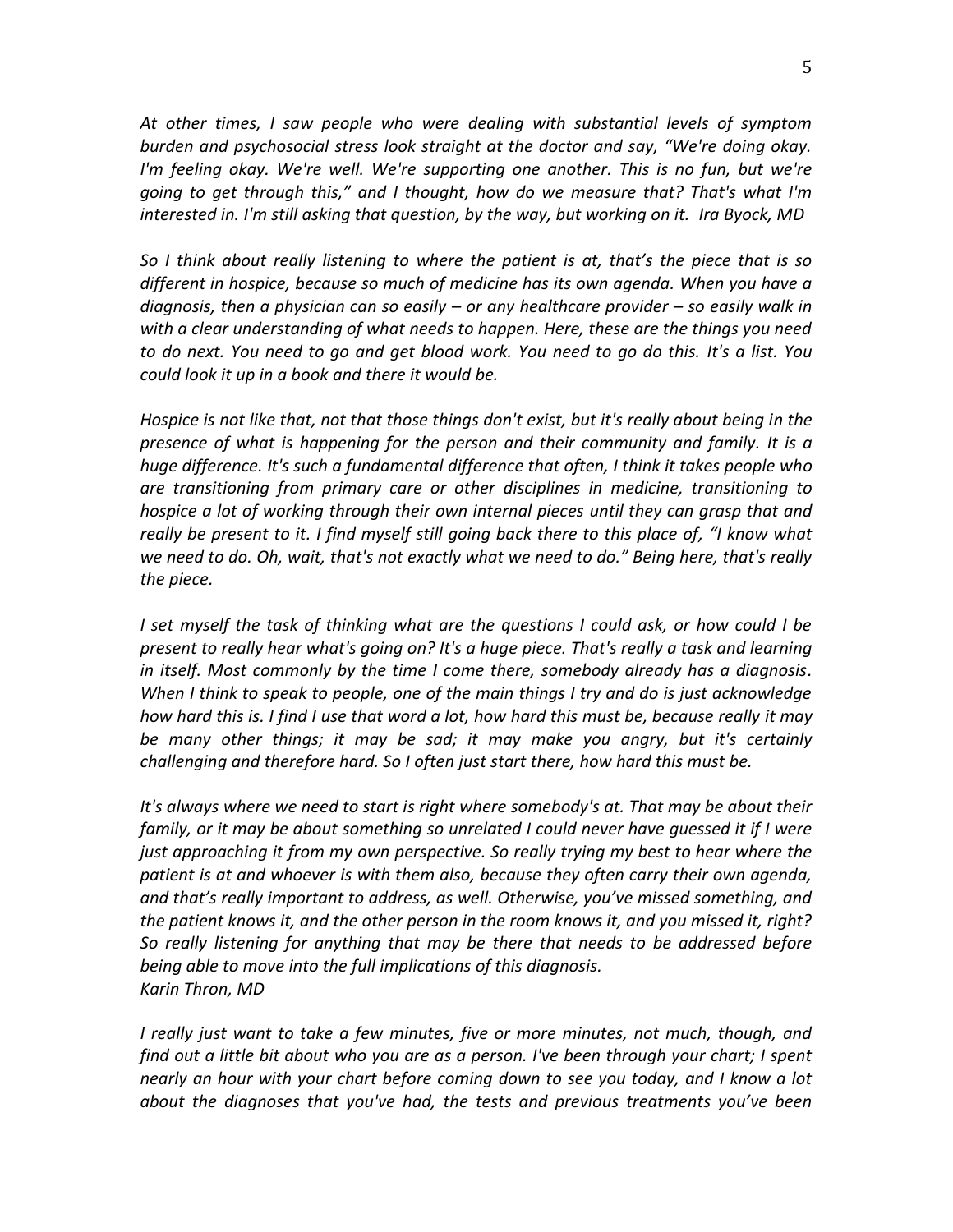*At other times, I saw people who were dealing with substantial levels of symptom burden and psychosocial stress look straight at the doctor and say, "We're doing okay. I'm feeling okay. We're well. We're supporting one another. This is no fun, but we're going to get through this," and I thought, how do we measure that? That's what I'm interested in. I'm still asking that question, by the way, but working on it. Ira Byock, MD*

*So I think about really listening to where the patient is at, that's the piece that is so different in hospice, because so much of medicine has its own agenda. When you have a diagnosis, then a physician can so easily – or any healthcare provider – so easily walk in with a clear understanding of what needs to happen. Here, these are the things you need to do next. You need to go and get blood work. You need to go do this. It's a list. You could look it up in a book and there it would be.*

*Hospice is not like that, not that those things don't exist, but it's really about being in the presence of what is happening for the person and their community and family. It is a huge difference. It's such a fundamental difference that often, I think it takes people who are transitioning from primary care or other disciplines in medicine, transitioning to hospice a lot of working through their own internal pieces until they can grasp that and really be present to it. I find myself still going back there to this place of, "I know what we need to do. Oh, wait, that's not exactly what we need to do." Being here, that's really the piece.*

*I set myself the task of thinking what are the questions I could ask, or how could I be present to really hear what's going on? It's a huge piece. That's really a task and learning in itself. Most commonly by the time I come there, somebody already has a diagnosis. When I think to speak to people, one of the main things I try and do is just acknowledge how hard this is. I find I use that word a lot, how hard this must be, because really it may be many other things; it may be sad; it may make you angry, but it's certainly challenging and therefore hard. So I often just start there, how hard this must be.*

*It's always where we need to start is right where somebody's at. That may be about their family, or it may be about something so unrelated I could never have guessed it if I were just approaching it from my own perspective. So really trying my best to hear where the patient is at and whoever is with them also, because they often carry their own agenda, and that's really important to address, as well. Otherwise, you've missed something, and the patient knows it, and the other person in the room knows it, and you missed it, right? So really listening for anything that may be there that needs to be addressed before being able to move into the full implications of this diagnosis.*
*Karin Thron, MD*

*I really just want to take a few minutes, five or more minutes, not much, though, and find out a little bit about who you are as a person. I've been through your chart; I spent nearly an hour with your chart before coming down to see you today, and I know a lot about the diagnoses that you've had, the tests and previous treatments you've been*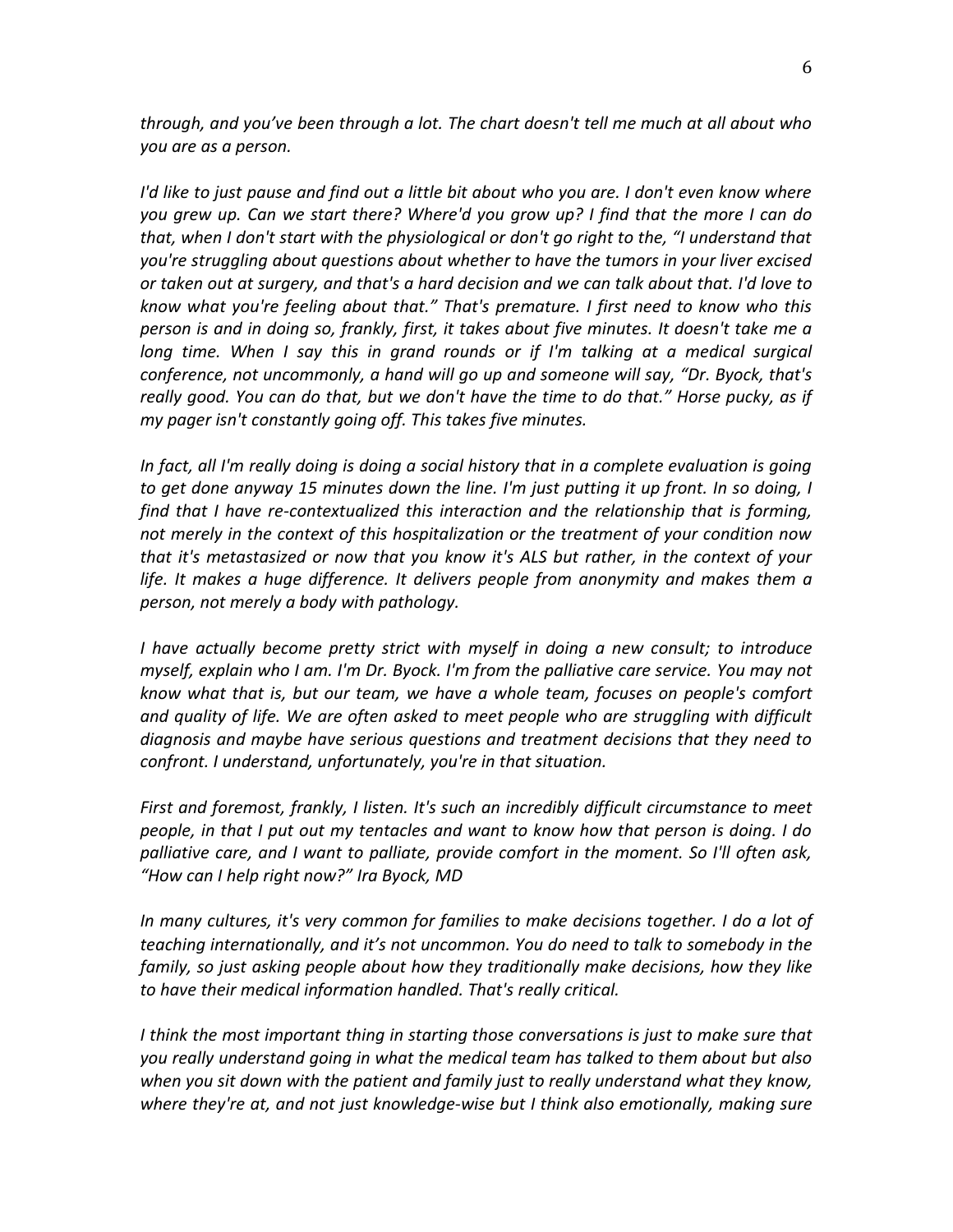*through, and you've been through a lot. The chart doesn't tell me much at all about who you are as a person.*

*I'd like to just pause and find out a little bit about who you are. I don't even know where you grew up. Can we start there? Where'd you grow up? I find that the more I can do that, when I don't start with the physiological or don't go right to the, "I understand that you're struggling about questions about whether to have the tumors in your liver excised or taken out at surgery, and that's a hard decision and we can talk about that. I'd love to know what you're feeling about that." That's premature. I first need to know who this person is and in doing so, frankly, first, it takes about five minutes. It doesn't take me a long time. When I say this in grand rounds or if I'm talking at a medical surgical conference, not uncommonly, a hand will go up and someone will say, "Dr. Byock, that's really good. You can do that, but we don't have the time to do that." Horse pucky, as if my pager isn't constantly going off. This takes five minutes.*

*In fact, all I'm really doing is doing a social history that in a complete evaluation is going to get done anyway 15 minutes down the line. I'm just putting it up front. In so doing, I find that I have re-contextualized this interaction and the relationship that is forming, not merely in the context of this hospitalization or the treatment of your condition now that it's metastasized or now that you know it's ALS but rather, in the context of your life. It makes a huge difference. It delivers people from anonymity and makes them a person, not merely a body with pathology.*

*I have actually become pretty strict with myself in doing a new consult; to introduce myself, explain who I am. I'm Dr. Byock. I'm from the palliative care service. You may not know what that is, but our team, we have a whole team, focuses on people's comfort and quality of life. We are often asked to meet people who are struggling with difficult diagnosis and maybe have serious questions and treatment decisions that they need to confront. I understand, unfortunately, you're in that situation.*

*First and foremost, frankly, I listen. It's such an incredibly difficult circumstance to meet people, in that I put out my tentacles and want to know how that person is doing. I do palliative care, and I want to palliate, provide comfort in the moment. So I'll often ask, "How can I help right now?" Ira Byock, MD*

*In many cultures, it's very common for families to make decisions together. I do a lot of teaching internationally, and it's not uncommon. You do need to talk to somebody in the family, so just asking people about how they traditionally make decisions, how they like to have their medical information handled. That's really critical.*

*I think the most important thing in starting those conversations is just to make sure that you really understand going in what the medical team has talked to them about but also when you sit down with the patient and family just to really understand what they know, where they're at, and not just knowledge-wise but I think also emotionally, making sure*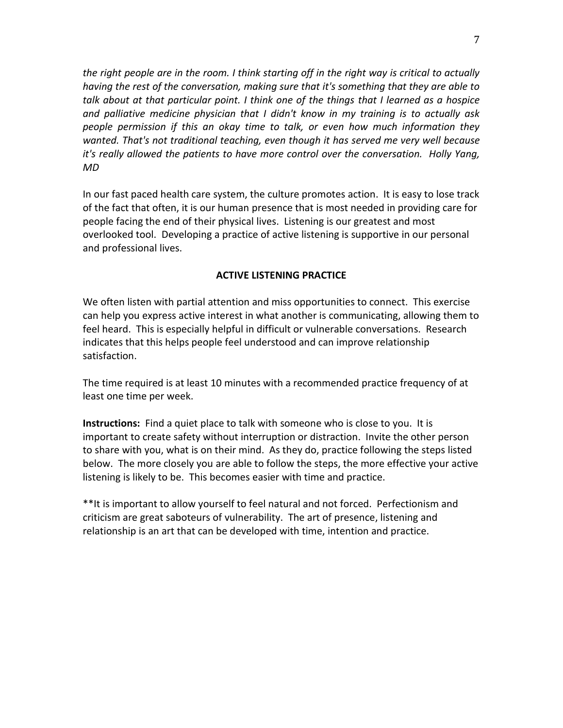*the right people are in the room. I think starting off in the right way is critical to actually having the rest of the conversation, making sure that it's something that they are able to talk about at that particular point. I think one of the things that I learned as a hospice and palliative medicine physician that I didn't know in my training is to actually ask people permission if this an okay time to talk, or even how much information they wanted. That's not traditional teaching, even though it has served me very well because it's really allowed the patients to have more control over the conversation. Holly Yang, MD*

In our fast paced health care system, the culture promotes action. It is easy to lose track of the fact that often, it is our human presence that is most needed in providing care for people facing the end of their physical lives. Listening is our greatest and most overlooked tool. Developing a practice of active listening is supportive in our personal and professional lives.

## ACTIVE LISTENING PRACTICE

We often listen with partial attention and miss opportunities to connect. This exercise can help you express active interest in what another is communicating, allowing them to feel heard. This is especially helpful in difficult or vulnerable conversations. Research indicates that this helps people feel understood and can improve relationship satisfaction.

The time required is at least 10 minutes with a recommended practice frequency of at least one time per week.

**Instructions:** Find a quiet place to talk with someone who is close to you. It is important to create safety without interruption or distraction. Invite the other person to share with you, what is on their mind. As they do, practice following the steps listed below. The more closely you are able to follow the steps, the more effective your active listening is likely to be. This becomes easier with time and practice.

**It is important to allow yourself to feel natural and not forced. Perfectionism and criticism are great saboteurs of vulnerability. The art of presence, listening and relationship is an art that can be developed with time, intention and practice.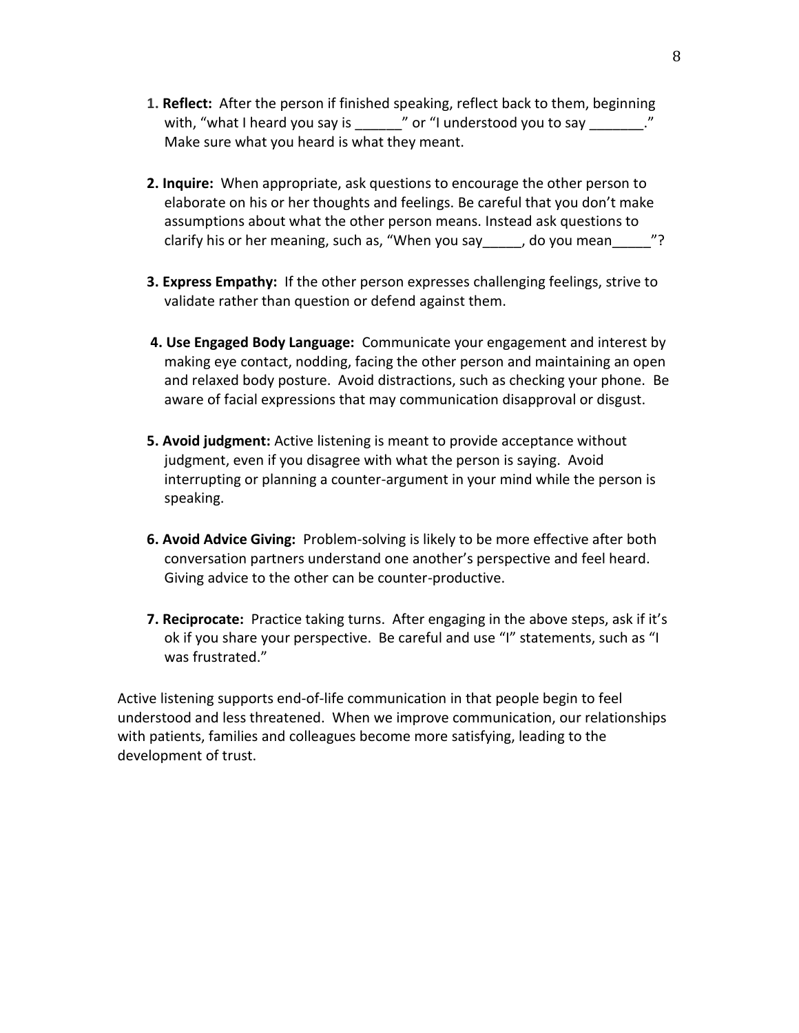1. **Reflect:** After the person if finished speaking, reflect back to them, beginning with, "what I heard you say is ______" or "I understood you to say _______." Make sure what you heard is what they meant.

2. **Inquire:** When appropriate, ask questions to encourage the other person to elaborate on his or her thoughts and feelings. Be careful that you don't make assumptions about what the other person means. Instead ask questions to clarify his or her meaning, such as, "When you say_____, do you mean_____"?

3. **Express Empathy:** If the other person expresses challenging feelings, strive to validate rather than question or defend against them.

4. **Use Engaged Body Language:** Communicate your engagement and interest by making eye contact, nodding, facing the other person and maintaining an open and relaxed body posture. Avoid distractions, such as checking your phone. Be aware of facial expressions that may communication disapproval or disgust.

5. **Avoid judgment:** Active listening is meant to provide acceptance without judgment, even if you disagree with what the person is saying. Avoid interrupting or planning a counter-argument in your mind while the person is speaking.

6. **Avoid Advice Giving:** Problem-solving is likely to be more effective after both conversation partners understand one another's perspective and feel heard. Giving advice to the other can be counter-productive.

7. **Reciprocate:** Practice taking turns. After engaging in the above steps, ask if it's ok if you share your perspective. Be careful and use "I" statements, such as "I was frustrated."

Active listening supports end-of-life communication in that people begin to feel understood and less threatened. When we improve communication, our relationships with patients, families and colleagues become more satisfying, leading to the development of trust.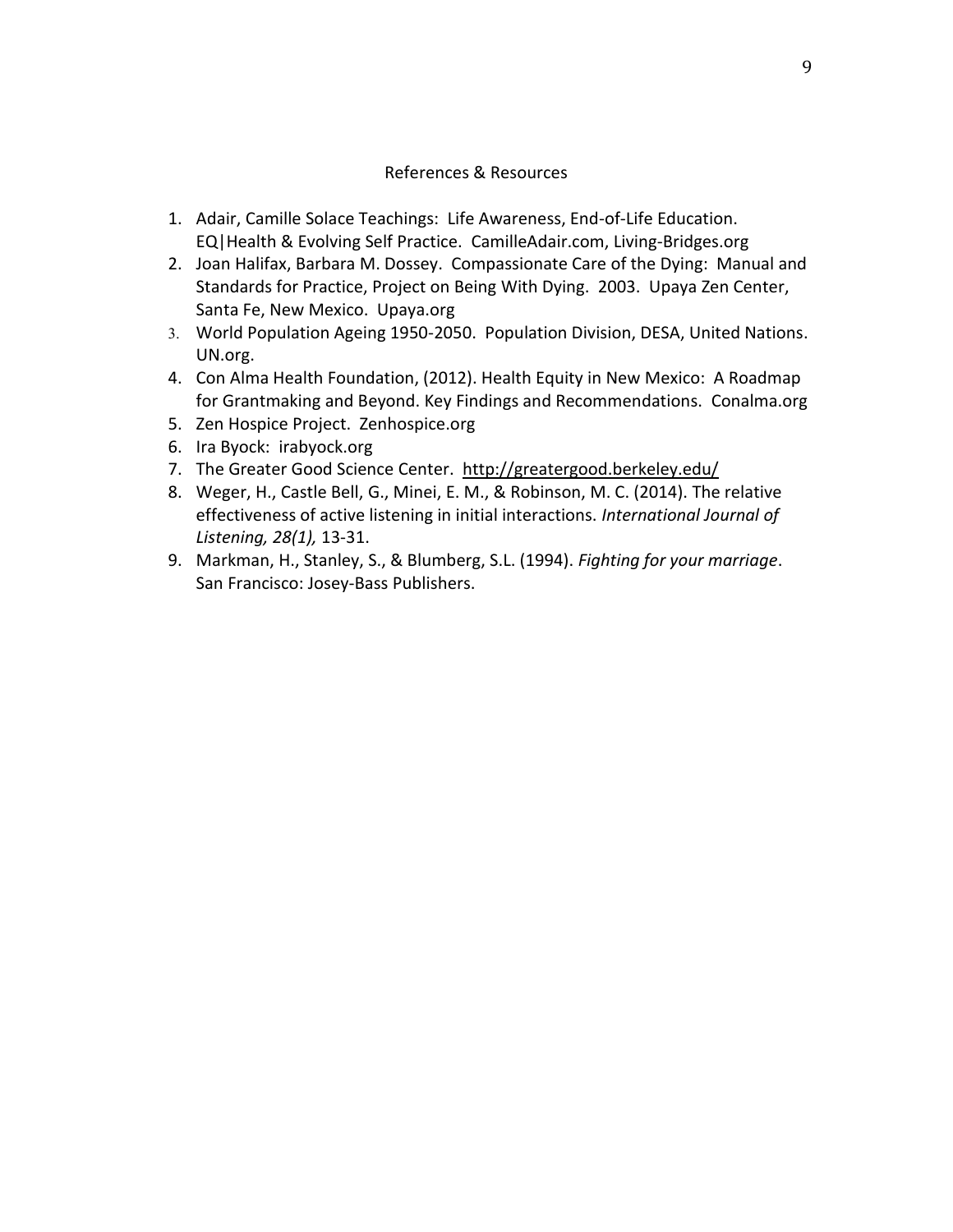## References & Resources

1. Adair, Camille Solace Teachings: Life Awareness, End-of-Life Education. EQ|Health & Evolving Self Practice. CamilleAdair.com, Living-Bridges.org
2. Joan Halifax, Barbara M. Dossey. Compassionate Care of the Dying: Manual and Standards for Practice, Project on Being With Dying. 2003. Upaya Zen Center, Santa Fe, New Mexico. Upaya.org
3. World Population Ageing 1950-2050. Population Division, DESA, United Nations. UN.org.
4. Con Alma Health Foundation, (2012). Health Equity in New Mexico: A Roadmap for Grantmaking and Beyond. Key Findings and Recommendations. Conalma.org
5. Zen Hospice Project. Zenhospice.org
6. Ira Byock: irabyock.org
7. The Greater Good Science Center. http://greatergood.berkeley.edu/
8. Weger, H., Castle Bell, G., Minei, E. M., & Robinson, M. C. (2014). The relative effectiveness of active listening in initial interactions. *International Journal of Listening, 28(1),* 13-31.
9. Markman, H., Stanley, S., & Blumberg, S.L. (1994). *Fighting for your marriage*. San Francisco: Josey-Bass Publishers.